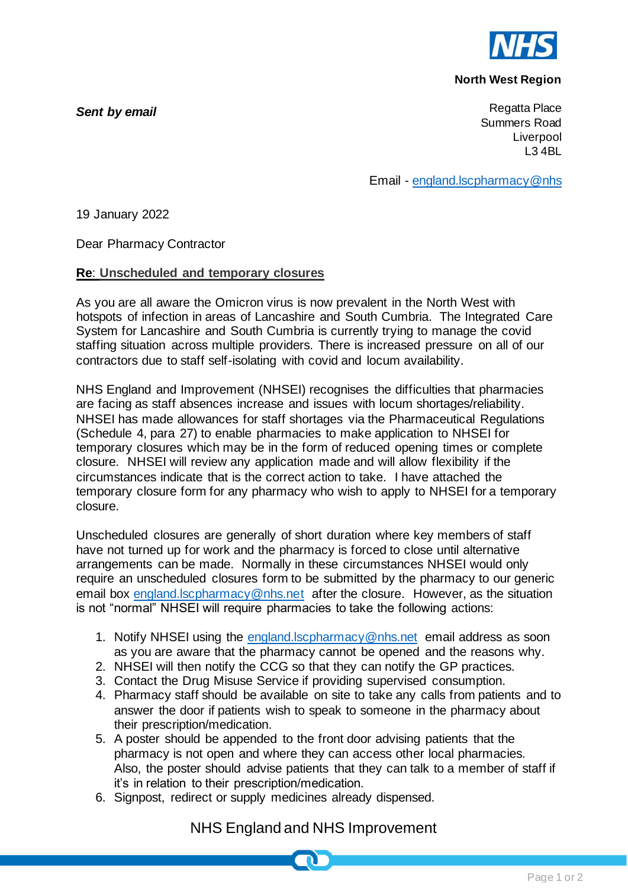NHS

**North West Region**

***Sent by email***

Regatta Place
Summers Road
Liverpool
L3 4BL

Email - england.lscpharmacy@nhs

19 January 2022

Dear Pharmacy Contractor

**Re: Unscheduled and temporary closures**

As you are all aware the Omicron virus is now prevalent in the North West with hotspots of infection in areas of Lancashire and South Cumbria. The Integrated Care System for Lancashire and South Cumbria is currently trying to manage the covid staffing situation across multiple providers. There is increased pressure on all of our contractors due to staff self-isolating with covid and locum availability.

NHS England and Improvement (NHSEI) recognises the difficulties that pharmacies are facing as staff absences increase and issues with locum shortages/reliability. NHSEI has made allowances for staff shortages via the Pharmaceutical Regulations (Schedule 4, para 27) to enable pharmacies to make application to NHSEI for temporary closures which may be in the form of reduced opening times or complete closure. NHSEI will review any application made and will allow flexibility if the circumstances indicate that is the correct action to take. I have attached the temporary closure form for any pharmacy who wish to apply to NHSEI for a temporary closure.

Unscheduled closures are generally of short duration where key members of staff have not turned up for work and the pharmacy is forced to close until alternative arrangements can be made. Normally in these circumstances NHSEI would only require an unscheduled closures form to be submitted by the pharmacy to our generic email box england.lscpharmacy@nhs.net after the closure. However, as the situation is not "normal" NHSEI will require pharmacies to take the following actions:

1. Notify NHSEI using the england.lscpharmacy@nhs.net email address as soon as you are aware that the pharmacy cannot be opened and the reasons why.
2. NHSEI will then notify the CCG so that they can notify the GP practices.
3. Contact the Drug Misuse Service if providing supervised consumption.
4. Pharmacy staff should be available on site to take any calls from patients and to answer the door if patients wish to speak to someone in the pharmacy about their prescription/medication.
5. A poster should be appended to the front door advising patients that the pharmacy is not open and where they can access other local pharmacies. Also, the poster should advise patients that they can talk to a member of staff if it's in relation to their prescription/medication.
6. Signpost, redirect or supply medicines already dispensed.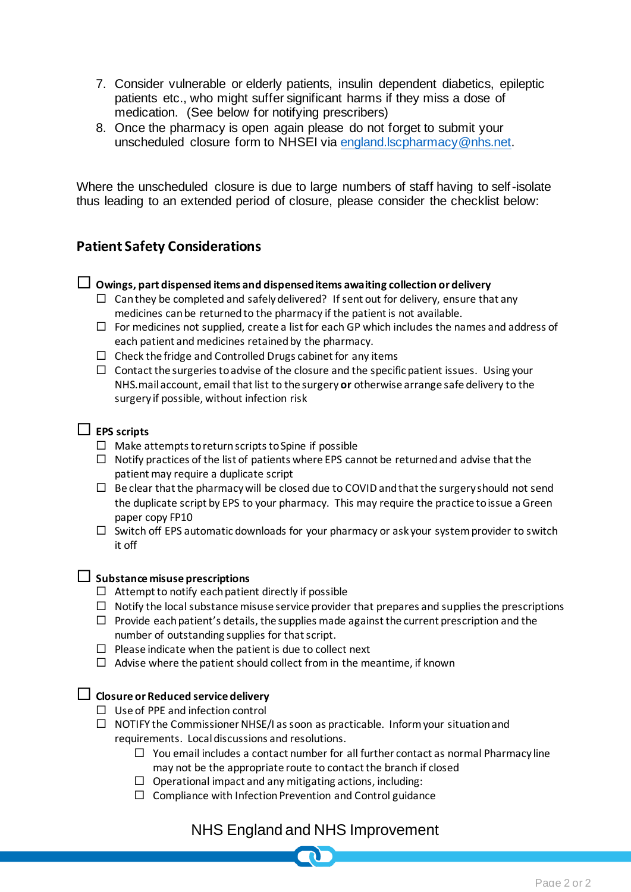7. Consider vulnerable or elderly patients, insulin dependent diabetics, epileptic patients etc., who might suffer significant harms if they miss a dose of medication. (See below for notifying prescribers)
8. Once the pharmacy is open again please do not forget to submit your unscheduled closure form to NHSEI via [england.lscpharmacy@nhs.net](mailto:england.lscpharmacy@nhs.net).

Where the unscheduled closure is due to large numbers of staff having to self-isolate thus leading to an extended period of closure, please consider the checklist below:

## Patient Safety Considerations

- ☐ **Owings, part dispensed items and dispensed items awaiting collection or delivery**
  - ☐ Can they be completed and safely delivered? If sent out for delivery, ensure that any medicines can be returned to the pharmacy if the patient is not available.
  - ☐ For medicines not supplied, create a list for each GP which includes the names and address of each patient and medicines retained by the pharmacy.
  - ☐ Check the fridge and Controlled Drugs cabinet for any items
  - ☐ Contact the surgeries to advise of the closure and the specific patient issues. Using your NHS.mail account, email that list to the surgery **or** otherwise arrange safe delivery to the surgery if possible, without infection risk

- ☐ **EPS scripts**
  - ☐ Make attempts to return scripts to Spine if possible
  - ☐ Notify practices of the list of patients where EPS cannot be returned and advise that the patient may require a duplicate script
  - ☐ Be clear that the pharmacy will be closed due to COVID and that the surgery should not send the duplicate script by EPS to your pharmacy. This may require the practice to issue a Green paper copy FP10
  - ☐ Switch off EPS automatic downloads for your pharmacy or ask your system provider to switch it off

- ☐ **Substance misuse prescriptions**
  - ☐ Attempt to notify each patient directly if possible
  - ☐ Notify the local substance misuse service provider that prepares and supplies the prescriptions
  - ☐ Provide each patient's details, the supplies made against the current prescription and the number of outstanding supplies for that script.
  - ☐ Please indicate when the patient is due to collect next
  - ☐ Advise where the patient should collect from in the meantime, if known

- ☐ **Closure or Reduced service delivery**
  - ☐ Use of PPE and infection control
  - ☐ NOTIFY the Commissioner NHSE/I as soon as practicable. Inform your situation and requirements. Local discussions and resolutions.
    - ☐ You email includes a contact number for all further contact as normal Pharmacy line may not be the appropriate route to contact the branch if closed
    - ☐ Operational impact and any mitigating actions, including:
    - ☐ Compliance with Infection Prevention and Control guidance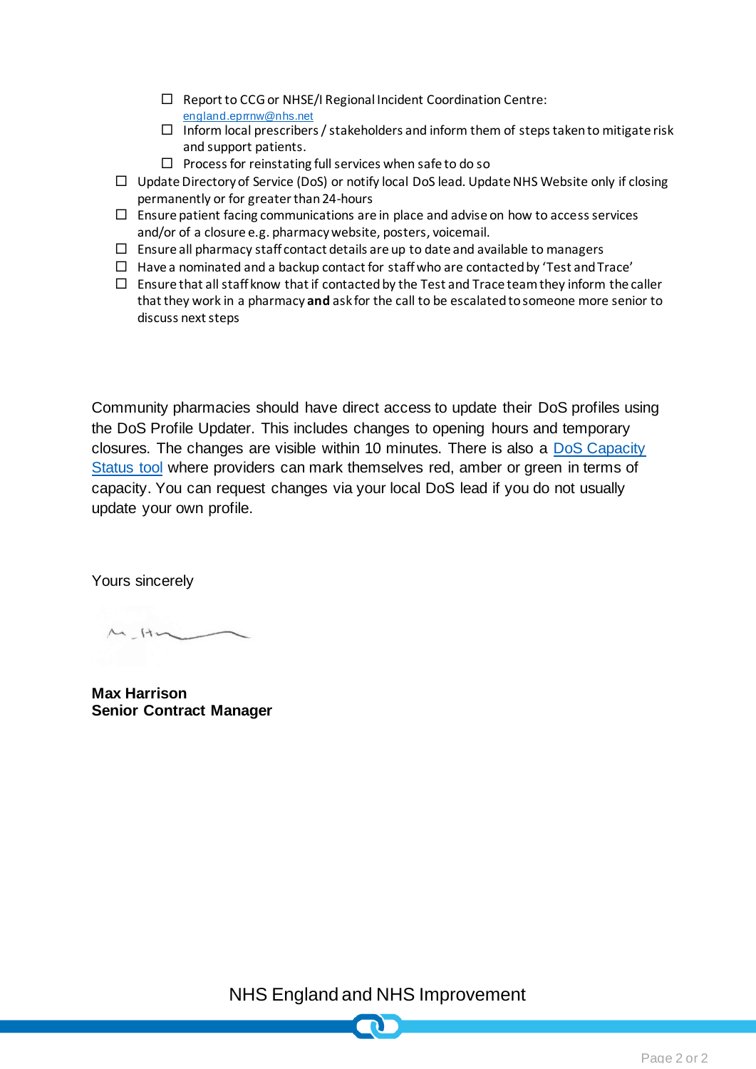- ☐ Report to CCG or NHSE/I Regional Incident Coordination Centre: england.eprrnw@nhs.net
  - ☐ Inform local prescribers / stakeholders and inform them of steps taken to mitigate risk and support patients.
  - ☐ Process for reinstating full services when safe to do so
- ☐ Update Directory of Service (DoS) or notify local DoS lead. Update NHS Website only if closing permanently or for greater than 24-hours
- ☐ Ensure patient facing communications are in place and advise on how to access services and/or of a closure e.g. pharmacy website, posters, voicemail.
- ☐ Ensure all pharmacy staff contact details are up to date and available to managers
- ☐ Have a nominated and a backup contact for staff who are contacted by 'Test and Trace'
- ☐ Ensure that all staff know that if contacted by the Test and Trace team they inform the caller that they work in a pharmacy **and** ask for the call to be escalated to someone more senior to discuss next steps

Community pharmacies should have direct access to update their DoS profiles using the DoS Profile Updater. This includes changes to opening hours and temporary closures. The changes are visible within 10 minutes. There is also a DoS Capacity Status tool where providers can mark themselves red, amber or green in terms of capacity. You can request changes via your local DoS lead if you do not usually update your own profile.

Yours sincerely

**Max Harrison**
**Senior Contract Manager**

NHS England and NHS Improvement